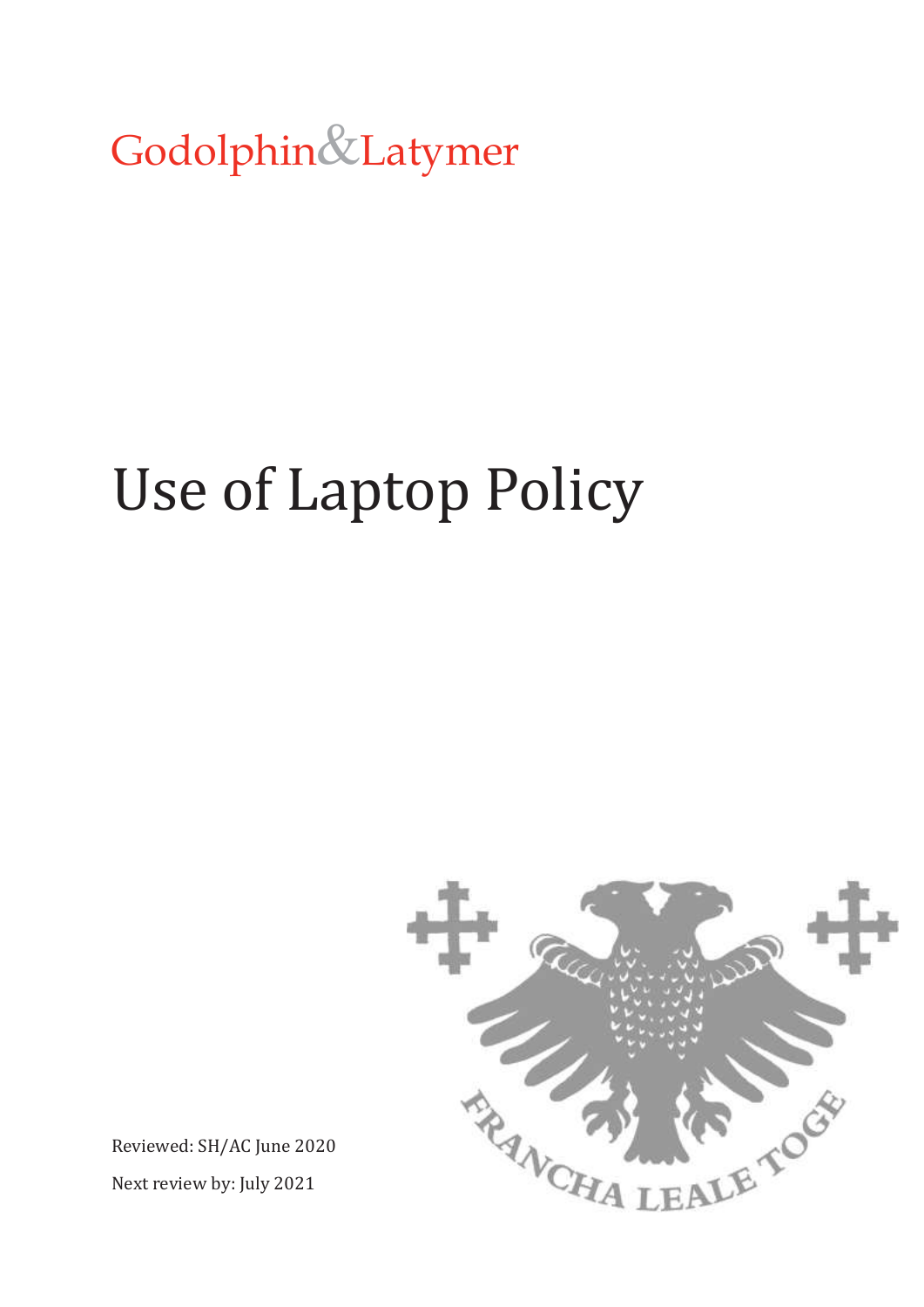Godolphin&Latymer

# Use of Laptop Policy

Reviewed: SH/AC June 2020

Next review by: July 2021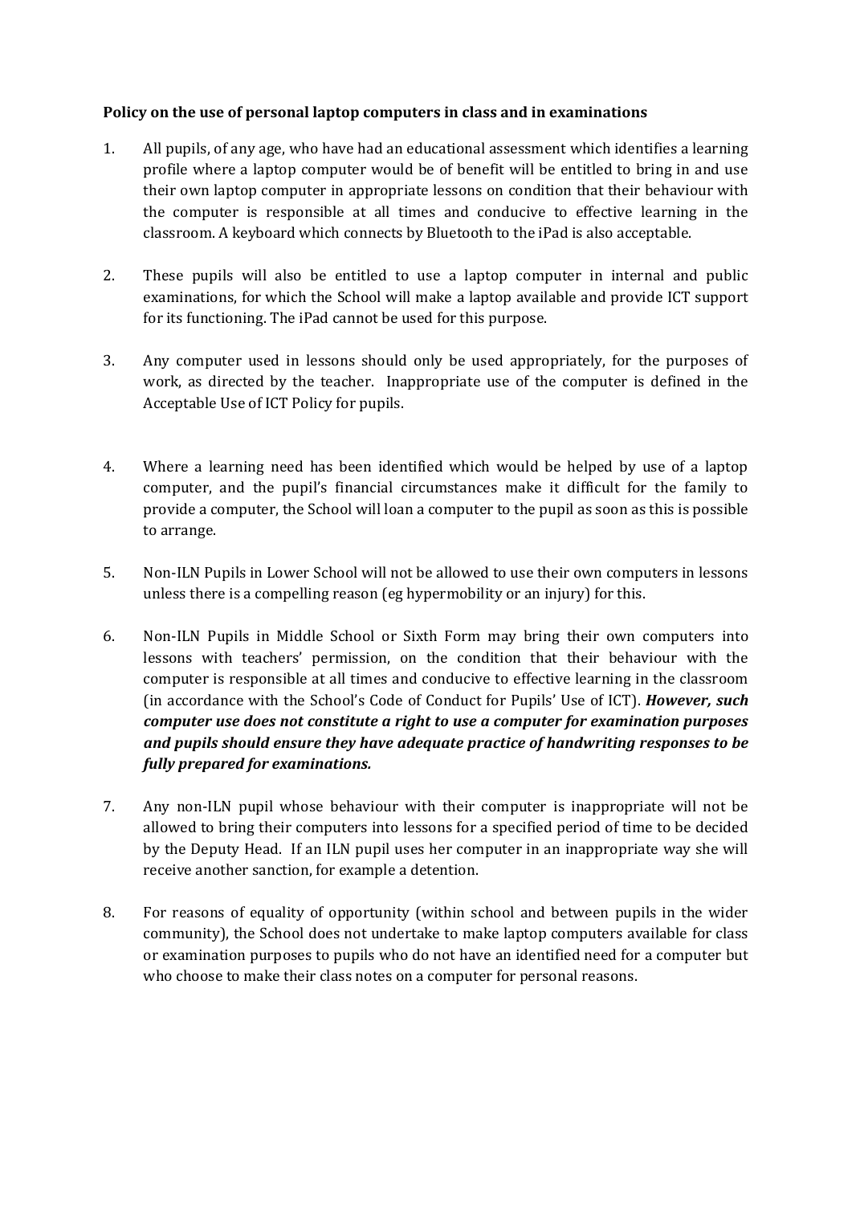**Policy on the use of personal laptop computers in class and in examinations**

1. All pupils, of any age, who have had an educational assessment which identifies a learning profile where a laptop computer would be of benefit will be entitled to bring in and use their own laptop computer in appropriate lessons on condition that their behaviour with the computer is responsible at all times and conducive to effective learning in the classroom. A keyboard which connects by Bluetooth to the iPad is also acceptable.

2. These pupils will also be entitled to use a laptop computer in internal and public examinations, for which the School will make a laptop available and provide ICT support for its functioning. The iPad cannot be used for this purpose.

3. Any computer used in lessons should only be used appropriately, for the purposes of work, as directed by the teacher. Inappropriate use of the computer is defined in the Acceptable Use of ICT Policy for pupils.

4. Where a learning need has been identified which would be helped by use of a laptop computer, and the pupil's financial circumstances make it difficult for the family to provide a computer, the School will loan a computer to the pupil as soon as this is possible to arrange.

5. Non-ILN Pupils in Lower School will not be allowed to use their own computers in lessons unless there is a compelling reason (eg hypermobility or an injury) for this.

6. Non-ILN Pupils in Middle School or Sixth Form may bring their own computers into lessons with teachers' permission, on the condition that their behaviour with the computer is responsible at all times and conducive to effective learning in the classroom (in accordance with the School's Code of Conduct for Pupils' Use of ICT). ***However, such computer use does not constitute a right to use a computer for examination purposes and pupils should ensure they have adequate practice of handwriting responses to be fully prepared for examinations.***

7. Any non-ILN pupil whose behaviour with their computer is inappropriate will not be allowed to bring their computers into lessons for a specified period of time to be decided by the Deputy Head. If an ILN pupil uses her computer in an inappropriate way she will receive another sanction, for example a detention.

8. For reasons of equality of opportunity (within school and between pupils in the wider community), the School does not undertake to make laptop computers available for class or examination purposes to pupils who do not have an identified need for a computer but who choose to make their class notes on a computer for personal reasons.